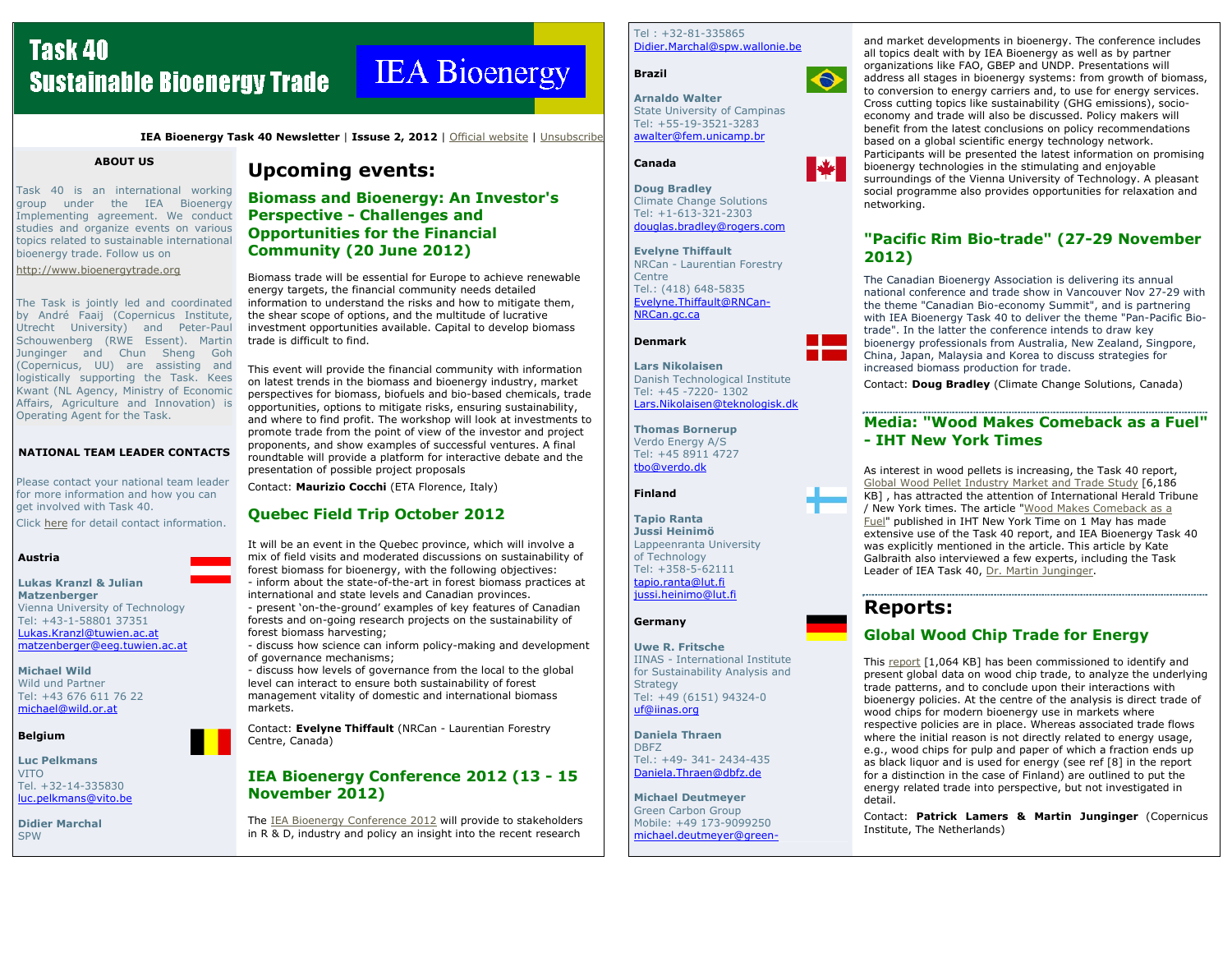# Task 40
# Sustainable Bioenergy Trade

IEA Bioenergy

**IEA Bioenergy Task 40 Newsletter** | **Issue 2, 2012** | Official website | Unsubscribe

### ABOUT US

Task 40 is an international working group under the IEA Bioenergy Implementing agreement. We conduct studies and organize events on various topics related to sustainable international bioenergy trade. Follow us on

http://www.bioenergytrade.org

The Task is jointly led and coordinated by André Faaij (Copernicus Institute, Utrecht University) and Peter-Paul Schouwenberg (RWE Essent). Martin Junginger and Chun Sheng Goh (Copernicus, UU) are assisting and logistically supporting the Task. Kees Kwant (NL Agency, Ministry of Economic Affairs, Agriculture and Innovation) is Operating Agent for the Task.

### NATIONAL TEAM LEADER CONTACTS

Please contact your national team leader for more information and how you can get involved with Task 40.

Click here for detail contact information.

**Austria**

**Lukas Kranzl & Julian Matzenberger**
Vienna University of Technology
Tel: +43-1-58801 37351
Lukas.Kranzl@tuwien.ac.at
matzenberger@eeg.tuwien.ac.at

**Michael Wild**
Wild und Partner
Tel: +43 676 611 76 22
michael@wild.or.at

**Belgium**

**Luc Pelkmans**
VITO
Tel. +32-14-335830
luc.pelkmans@vito.be

**Didier Marchal**
SPW
Tel : +32-81-335865
Didier.Marchal@spw.wallonie.be

**Brazil**

**Arnaldo Walter**
State University of Campinas
Tel: +55-19-3521-3283
awalter@fem.unicamp.br

**Canada**

**Doug Bradley**
Climate Change Solutions
Tel: +1-613-321-2303
douglas.bradley@rogers.com

**Evelyne Thiffault**
NRCan - Laurentian Forestry Centre
Tel.: (418) 648-5835
Evelyne.Thiffault@RNCan-NRCan.gc.ca

**Denmark**

**Lars Nikolaisen**
Danish Technological Institute
Tel: +45 -7220- 1302
Lars.Nikolaisen@teknologisk.dk

**Thomas Bornerup**
Verdo Energy A/S
Tel: +45 8911 4727
tbo@verdo.dk

**Finland**

**Tapio Ranta**
**Jussi Heinimö**
Lappeenranta University of Technology
Tel: +358-5-62111
tapio.ranta@lut.fi
jussi.heinimo@lut.fi

**Germany**

**Uwe R. Fritsche**
IINAS - International Institute for Sustainability Analysis and Strategy
Tel: +49 (6151) 94324-0
uf@iinas.org

**Daniela Thraen**
DBFZ
Tel.: +49- 341- 2434-435
Daniela.Thraen@dbfz.de

**Michael Deutmeyer**
Green Carbon Group
Mobile: +49 173-9099250
michael.deutmeyer@green-

## Upcoming events:

### Biomass and Bioenergy: An Investor's Perspective - Challenges and Opportunities for the Financial Community (20 June 2012)

Biomass trade will be essential for Europe to achieve renewable energy targets, the financial community needs detailed information to understand the risks and how to mitigate them, the shear scope of options, and the multitude of lucrative investment opportunities available. Capital to develop biomass trade is difficult to find.

This event will provide the financial community with information on latest trends in the biomass and bioenergy industry, market perspectives for biomass, biofuels and bio-based chemicals, trade opportunities, options to mitigate risks, ensuring sustainability, and where to find profit. The workshop will look at investments to promote trade from the point of view of the investor and project proponents, and show examples of successful ventures. A final roundtable will provide a platform for interactive debate and the presentation of possible project proposals

Contact: **Maurizio Cocchi** (ETA Florence, Italy)

### Quebec Field Trip October 2012

It will be an event in the Quebec province, which will involve a mix of field visits and moderated discussions on sustainability of forest biomass for bioenergy, with the following objectives:
- inform about the state-of-the-art in forest biomass practices at international and state levels and Canadian provinces.
- present 'on-the-ground' examples of key features of Canadian forests and on-going research projects on the sustainability of forest biomass harvesting;
- discuss how science can inform policy-making and development of governance mechanisms;
- discuss how levels of governance from the local to the global level can interact to ensure both sustainability of forest management vitality of domestic and international biomass markets.

Contact: **Evelyne Thiffault** (NRCan - Laurentian Forestry Centre, Canada)

### IEA Bioenergy Conference 2012 (13 - 15 November 2012)

The IEA Bioenergy Conference 2012 will provide to stakeholders in R & D, industry and policy an insight into the recent research and market developments in bioenergy. The conference includes all topics dealt with by IEA Bioenergy as well as by partner organizations like FAO, GBEP and UNDP. Presentations will address all stages in bioenergy systems: from growth of biomass, to conversion to energy carriers and, to use for energy services. Cross cutting topics like sustainability (GHG emissions), socio-economy and trade will also be discussed. Policy makers will benefit from the latest conclusions on policy recommendations based on a global scientific energy technology network. Participants will be presented the latest information on promising bioenergy technologies in the stimulating and enjoyable surroundings of the Vienna University of Technology. A pleasant social programme also provides opportunities for relaxation and networking.

### "Pacific Rim Bio-trade" (27-29 November 2012)

The Canadian Bioenergy Association is delivering its annual national conference and trade show in Vancouver Nov 27-29 with the theme "Canadian Bio-economy Summit", and is partnering with IEA Bioenergy Task 40 to deliver the theme "Pan-Pacific Bio-trade". In the latter the conference intends to draw key bioenergy professionals from Australia, New Zealand, Singpore, China, Japan, Malaysia and Korea to discuss strategies for increased biomass production for trade.

Contact: **Doug Bradley** (Climate Change Solutions, Canada)

### Media: "Wood Makes Comeback as a Fuel" - IHT New York Times

As interest in wood pellets is increasing, the Task 40 report, Global Wood Pellet Industry Market and Trade Study [6,186 KB] , has attracted the attention of International Herald Tribune / New York times. The article "Wood Makes Comeback as a Fuel" published in IHT New York Time on 1 May has made extensive use of the Task 40 report, and IEA Bioenergy Task 40 was explicitly mentioned in the article. This article by Kate Galbraith also interviewed a few experts, including the Task Leader of IEA Task 40, Dr. Martin Junginger.

## Reports:

### Global Wood Chip Trade for Energy

This report [1,064 KB] has been commissioned to identify and present global data on wood chip trade, to analyze the underlying trade patterns, and to conclude upon their interactions with bioenergy policies. At the centre of the analysis is direct trade of wood chips for modern bioenergy use in markets where respective policies are in place. Whereas associated trade flows where the initial reason is not directly related to energy usage, e.g., wood chips for pulp and paper of which a fraction ends up as black liquor and is used for energy (see ref [8] in the report for a distinction in the case of Finland) are outlined to put the energy related trade into perspective, but not investigated in detail.

Contact: **Patrick Lamers & Martin Junginger** (Copernicus Institute, The Netherlands)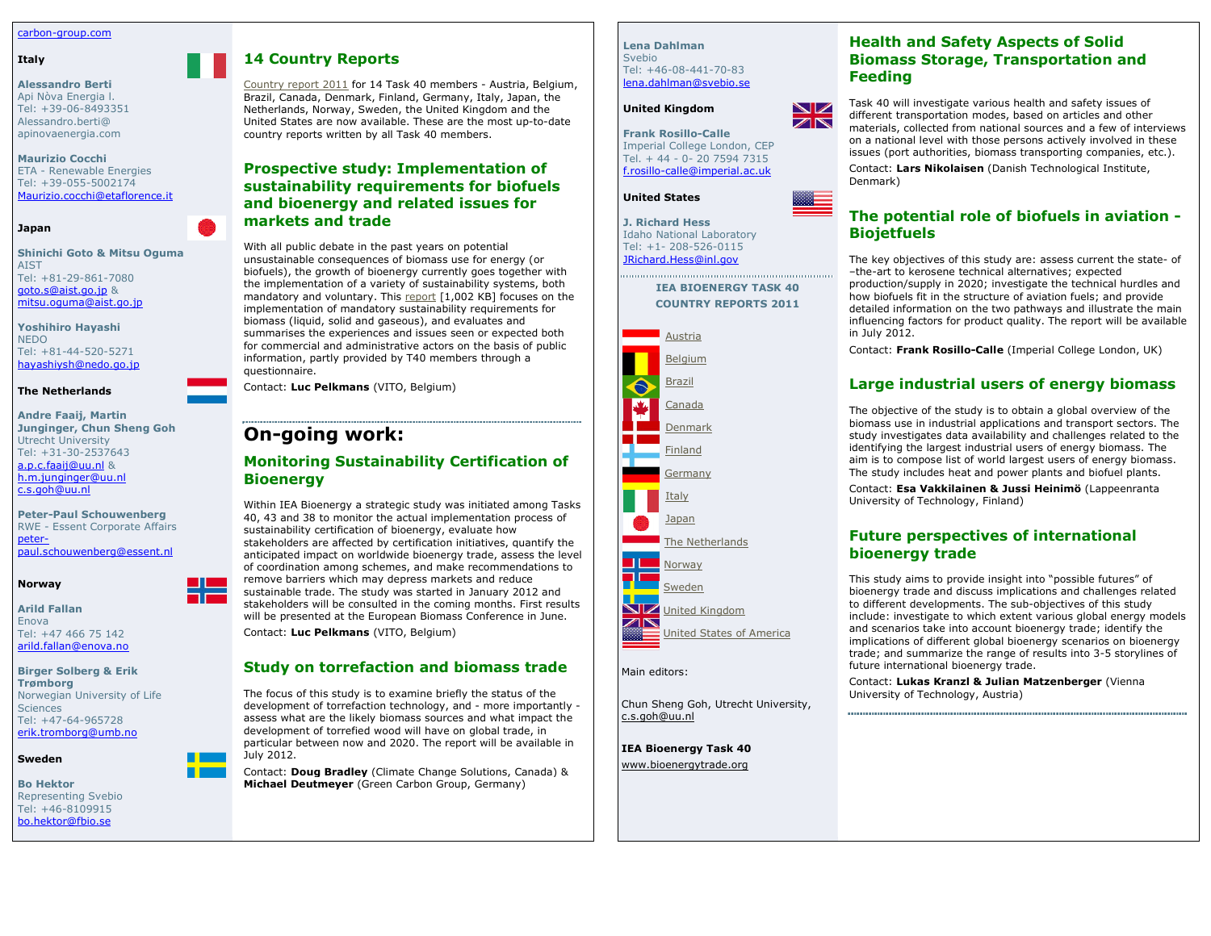carbon-group.com

**Italy**

**Alessandro Berti**
Api Nòva Energia l.
Tel: +39-06-8493351
Alessandro.berti@
apinovaenergia.com

**Maurizio Cocchi**
ETA - Renewable Energies
Tel: +39-055-5002174
Maurizio.cocchi@etaflorence.it

**Japan**

**Shinichi Goto & Mitsu Oguma**
AIST
Tel: +81-29-861-7080
goto.s@aist.go.jp &
mitsu.oguma@aist.go.jp

**Yoshihiro Hayashi**
NEDO
Tel: +81-44-520-5271
hayashiysh@nedo.go.jp

**The Netherlands**

**Andre Faaij, Martin Junginger, Chun Sheng Goh**
Utrecht University
Tel: +31-30-2537643
a.p.c.faaij@uu.nl &
h.m.junginger@uu.nl
c.s.goh@uu.nl

**Peter-Paul Schouwenberg**
RWE - Essent Corporate Affairs
peter-paul.schouwenberg@essent.nl

**Norway**

**Arild Fallan**
Enova
Tel: +47 466 75 142
arild.fallan@enova.no

**Birger Solberg & Erik Trømborg**
Norwegian University of Life Sciences
Tel: +47-64-965728
erik.tromborg@umb.no

**Sweden**

**Bo Hektor**
Representing Svebio
Tel: +46-8109915
bo.hektor@fbio.se

## 14 Country Reports

Country report 2011 for 14 Task 40 members - Austria, Belgium, Brazil, Canada, Denmark, Finland, Germany, Italy, Japan, the Netherlands, Norway, Sweden, the United Kingdom and the United States are now available. These are the most up-to-date country reports written by all Task 40 members.

## Prospective study: Implementation of sustainability requirements for biofuels and bioenergy and related issues for markets and trade

With all public debate in the past years on potential unsustainable consequences of biomass use for energy (or biofuels), the growth of bioenergy currently goes together with the implementation of a variety of sustainability systems, both mandatory and voluntary. This report [1,002 KB] focuses on the implementation of mandatory sustainability requirements for biomass (liquid, solid and gaseous), and evaluates and summarises the experiences and issues seen or expected both for commercial and administrative actors on the basis of public information, partly provided by T40 members through a questionnaire.

Contact: **Luc Pelkmans** (VITO, Belgium)

# On-going work:

## Monitoring Sustainability Certification of Bioenergy

Within IEA Bioenergy a strategic study was initiated among Tasks 40, 43 and 38 to monitor the actual implementation process of sustainability certification of bioenergy, evaluate how stakeholders are affected by certification initiatives, quantify the anticipated impact on worldwide bioenergy trade, assess the level of coordination among schemes, and make recommendations to remove barriers which may depress markets and reduce sustainable trade. The study was started in January 2012 and stakeholders will be consulted in the coming months. First results will be presented at the European Biomass Conference in June.

Contact: **Luc Pelkmans** (VITO, Belgium)

## Study on torrefaction and biomass trade

The focus of this study is to examine briefly the status of the development of torrefaction technology, and - more importantly - assess what are the likely biomass sources and what impact the development of torrefied wood will have on global trade, in particular between now and 2020. The report will be available in July 2012.

Contact: **Doug Bradley** (Climate Change Solutions, Canada) & **Michael Deutmeyer** (Green Carbon Group, Germany)

**Lena Dahlman**
Svebio
Tel: +46-08-441-70-83
lena.dahlman@svebio.se

**United Kingdom**

**Frank Rosillo-Calle**
Imperial College London, CEP
Tel. + 44 - 0- 20 7594 7315
f.rosillo-calle@imperial.ac.uk

**United States**

**J. Richard Hess**
Idaho National Laboratory
Tel: +1- 208-526-0115
JRichard.Hess@inl.gov

**IEA BIOENERGY TASK 40 COUNTRY REPORTS 2011**

- Austria
- Belgium
- Brazil
- Canada
- Denmark
- Finland
- Germany
- Italy
- Japan
- The Netherlands
- Norway
- Sweden
- United Kingdom
- United States of America

Main editors:

Chun Sheng Goh, Utrecht University,
c.s.goh@uu.nl

**IEA Bioenergy Task 40**
www.bioenergytrade.org

## Health and Safety Aspects of Solid Biomass Storage, Transportation and Feeding

Task 40 will investigate various health and safety issues of different transportation modes, based on articles and other materials, collected from national sources and a few of interviews on a national level with those persons actively involved in these issues (port authorities, biomass transporting companies, etc.).

Contact: **Lars Nikolaisen** (Danish Technological Institute, Denmark)

## The potential role of biofuels in aviation - Biojetfuels

The key objectives of this study are: assess current the state- of –the-art to kerosene technical alternatives; expected production/supply in 2020; investigate the technical hurdles and how biofuels fit in the structure of aviation fuels; and provide detailed information on the two pathways and illustrate the main influencing factors for product quality. The report will be available in July 2012.

Contact: **Frank Rosillo-Calle** (Imperial College London, UK)

## Large industrial users of energy biomass

The objective of the study is to obtain a global overview of the biomass use in industrial applications and transport sectors. The study investigates data availability and challenges related to the identifying the largest industrial users of energy biomass. The aim is to compose list of world largest users of energy biomass. The study includes heat and power plants and biofuel plants.

Contact: **Esa Vakkilainen & Jussi Heinimö** (Lappeenranta University of Technology, Finland)

## Future perspectives of international bioenergy trade

This study aims to provide insight into “possible futures” of bioenergy trade and discuss implications and challenges related to different developments. The sub-objectives of this study include: to investigate to which extent various global energy models and scenarios take into account bioenergy trade; identify the implications of different global bioenergy scenarios on bioenergy trade; and summarize the range of results into 3-5 storylines of future international bioenergy trade.

Contact: **Lukas Kranzl & Julian Matzenberger** (Vienna University of Technology, Austria)